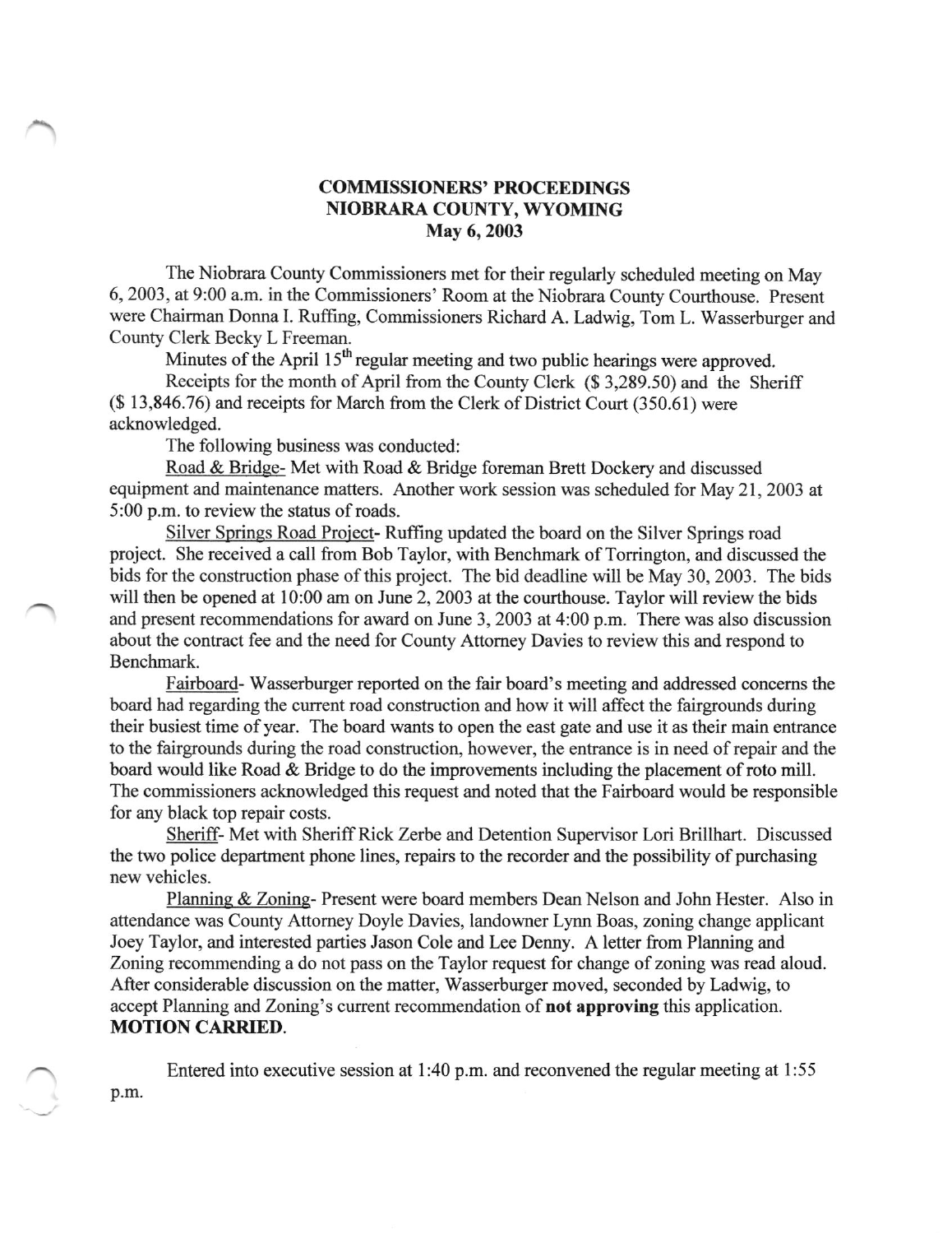# COMMISSIONERS' PROCEEDINGS
# NIOBRARA COUNTY, WYOMING
# May 6, 2003

The Niobrara County Commissioners met for their regularly scheduled meeting on May 6, 2003, at 9:00 a.m. in the Commissioners' Room at the Niobrara County Courthouse. Present were Chairman Donna I. Ruffing, Commissioners Richard A. Ladwig, Tom L. Wasserburger and County Clerk Becky L Freeman.

Minutes of the April 15th regular meeting and two public hearings were approved.

Receipts for the month of April from the County Clerk ($ 3,289.50) and the Sheriff ($ 13,846.76) and receipts for March from the Clerk of District Court (350.61) were acknowledged.

The following business was conducted:

Road & Bridge- Met with Road & Bridge foreman Brett Dockery and discussed equipment and maintenance matters. Another work session was scheduled for May 21, 2003 at 5:00 p.m. to review the status of roads.

Silver Springs Road Project- Ruffing updated the board on the Silver Springs road project. She received a call from Bob Taylor, with Benchmark of Torrington, and discussed the bids for the construction phase of this project. The bid deadline will be May 30, 2003. The bids will then be opened at 10:00 am on June 2, 2003 at the courthouse. Taylor will review the bids and present recommendations for award on June 3, 2003 at 4:00 p.m. There was also discussion about the contract fee and the need for County Attorney Davies to review this and respond to Benchmark.

Fairboard- Wasserburger reported on the fair board's meeting and addressed concerns the board had regarding the current road construction and how it will affect the fairgrounds during their busiest time of year. The board wants to open the east gate and use it as their main entrance to the fairgrounds during the road construction, however, the entrance is in need of repair and the board would like Road & Bridge to do the improvements including the placement of roto mill. The commissioners acknowledged this request and noted that the Fairboard would be responsible for any black top repair costs.

Sheriff- Met with Sheriff Rick Zerbe and Detention Supervisor Lori Brillhart. Discussed the two police department phone lines, repairs to the recorder and the possibility of purchasing new vehicles.

Planning & Zoning- Present were board members Dean Nelson and John Hester. Also in attendance was County Attorney Doyle Davies, landowner Lynn Boas, zoning change applicant Joey Taylor, and interested parties Jason Cole and Lee Denny. A letter from Planning and Zoning recommending a do not pass on the Taylor request for change of zoning was read aloud. After considerable discussion on the matter, Wasserburger moved, seconded by Ladwig, to accept Planning and Zoning's current recommendation of **not approving** this application. **MOTION CARRIED**.

Entered into executive session at 1:40 p.m. and reconvened the regular meeting at 1:55 p.m.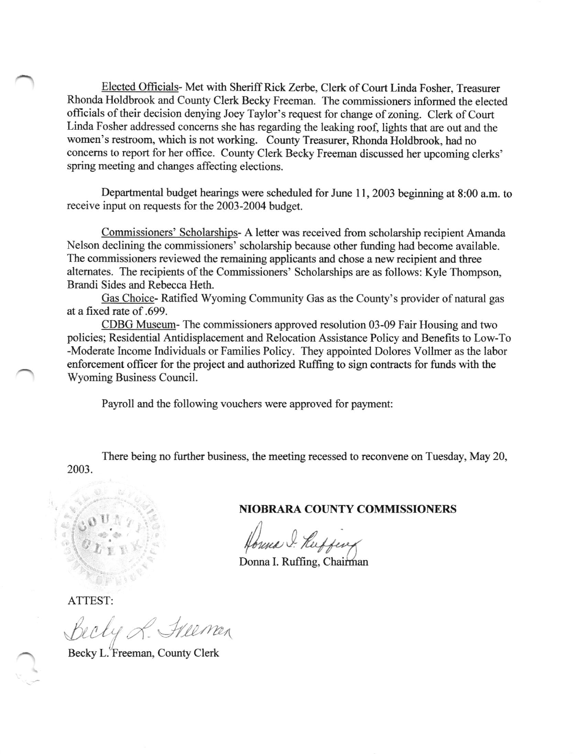Elected Officials- Met with Sheriff Rick Zerbe, Clerk of Court Linda Fosher, Treasurer Rhonda Holdbrook and County Clerk Becky Freeman. The commissioners informed the elected officials of their decision denying Joey Taylor's request for change of zoning. Clerk of Court Linda Fosher addressed concerns she has regarding the leaking roof, lights that are out and the women's restroom, which is not working. County Treasurer, Rhonda Holdbrook, had no concerns to report for her office. County Clerk Becky Freeman discussed her upcoming clerks' spring meeting and changes affecting elections.

Departmental budget hearings were scheduled for June 11, 2003 beginning at 8:00 a.m. to receive input on requests for the 2003-2004 budget.

Commissioners' Scholarships- A letter was received from scholarship recipient Amanda Nelson declining the commissioners' scholarship because other funding had become available. The commissioners reviewed the remaining applicants and chose a new recipient and three alternates. The recipients of the Commissioners' Scholarships are as follows: Kyle Thompson, Brandi Sides and Rebecca Heth.

Gas Choice- Ratified Wyoming Community Gas as the County's provider of natural gas at a fixed rate of .699.

CDBG Museum- The commissioners approved resolution 03-09 Fair Housing and two policies; Residential Antidisplacement and Relocation Assistance Policy and Benefits to Low-To -Moderate Income Individuals or Families Policy. They appointed Dolores Vollmer as the labor enforcement officer for the project and authorized Ruffing to sign contracts for funds with the Wyoming Business Council.

Payroll and the following vouchers were approved for payment:

There being no further business, the meeting recessed to reconvene on Tuesday, May 20, 2003.

**NIOBRARA COUNTY COMMISSIONERS**

Donna I. Ruffing

Donna I. Ruffing, Chairman

ATTEST:

Becky L. Freeman

Becky L. Freeman, County Clerk